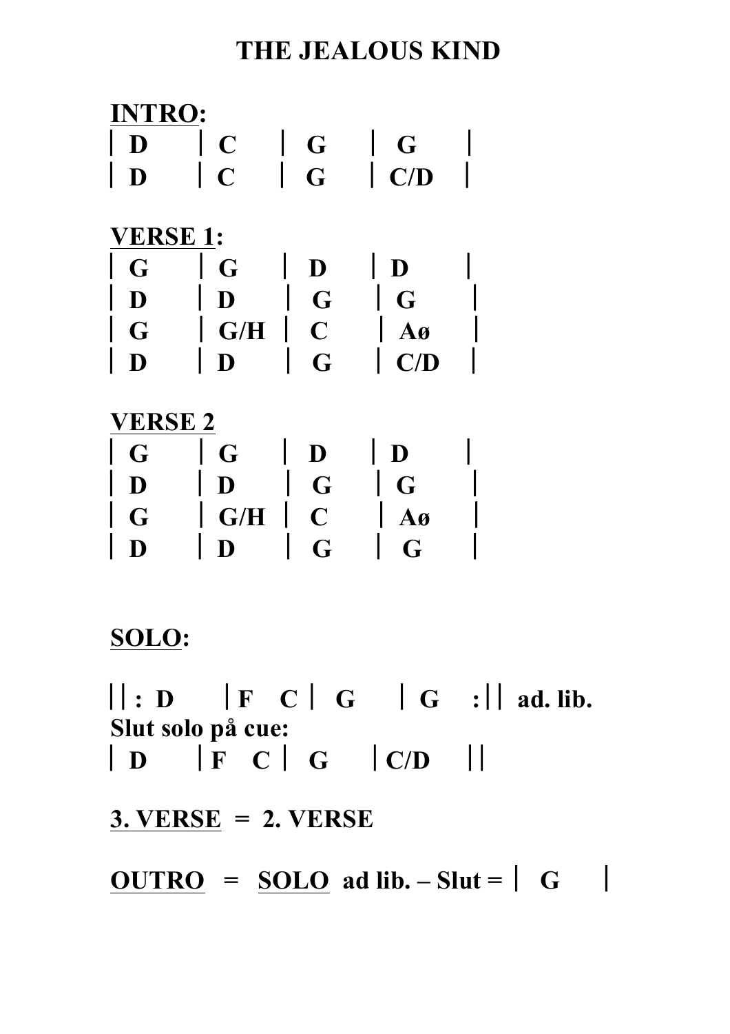# THE JEALOUS KIND

## INTRO:

```
| D    | C    | G    | G    |
| D    | C    | G    | C/D  |
```

## VERSE 1:

```
| G    | G    | D    | D    |
| D    | D    | G    | G    |
| G    | G/H  | C    | Aø   |
| D    | D    | G    | C/D  |
```

## VERSE 2

```
| G    | G    | D    | D    |
| D    | D    | G    | G    |
| G    | G/H  | C    | Aø   |
| D    | D    | G    | G    |
```

## SOLO:

```
||: D    | F   C | G    | G    :|| ad. lib.
```

**Slut solo på cue:**

```
| D    | F   C | G    | C/D  ||
```

**3. VERSE = 2. VERSE**

**OUTRO = SOLO ad lib. – Slut = | G |**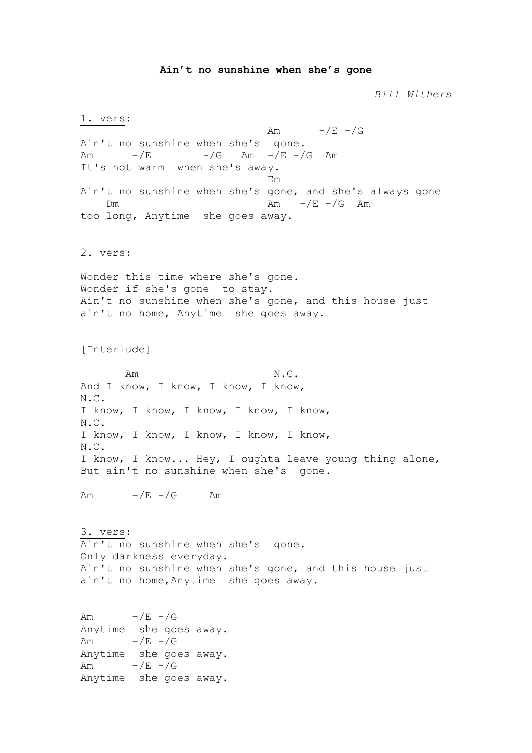**Ain't no sunshine when she's gone**

*Bill Withers*

1. vers:

```
                             Am      -/E -/G
Ain't no sunshine when she's  gone.
Am      -/E        -/G   Am  -/E -/G  Am
It's not warm  when she's away.
                             Em
Ain't no sunshine when she's gone, and she's always gone
    Dm                       Am   -/E -/G  Am
too long, Anytime  she goes away.
```

2. vers:

```
Wonder this time where she's gone.
Wonder if she's gone  to stay.
Ain't no sunshine when she's gone, and this house just
ain't no home, Anytime  she goes away.
```

[Interlude]

```
       Am                     N.C.
And I know, I know, I know, I know,
N.C.
I know, I know, I know, I know, I know,
N.C.
I know, I know, I know, I know, I know,
N.C.
I know, I know... Hey, I oughta leave young thing alone,
But ain't no sunshine when she's  gone.

Am      -/E -/G     Am
```

3. vers:

```
Ain't no sunshine when she's  gone.
Only darkness everyday.
Ain't no sunshine when she's gone, and this house just
ain't no home,Anytime  she goes away.


Am      -/E -/G
Anytime  she goes away.
Am      -/E -/G
Anytime  she goes away.
Am      -/E -/G
Anytime  she goes away.
```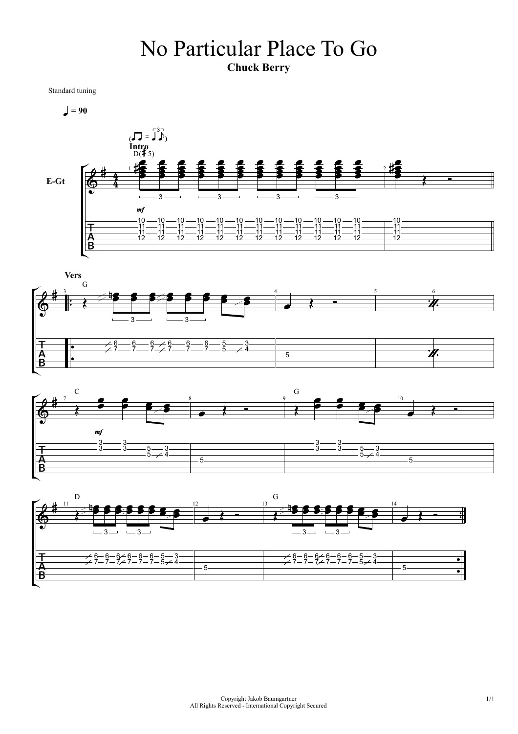# No Particular Place To Go

**Chuck Berry**

Standard tuning

♩ = 90

**Intro**

D(♯5)

E-Gt

*mf*

**Vers**

G

C

*mf*

G

D

G

Copyright Jakob Baumgartner
All Rights Reserved - International Copyright Secured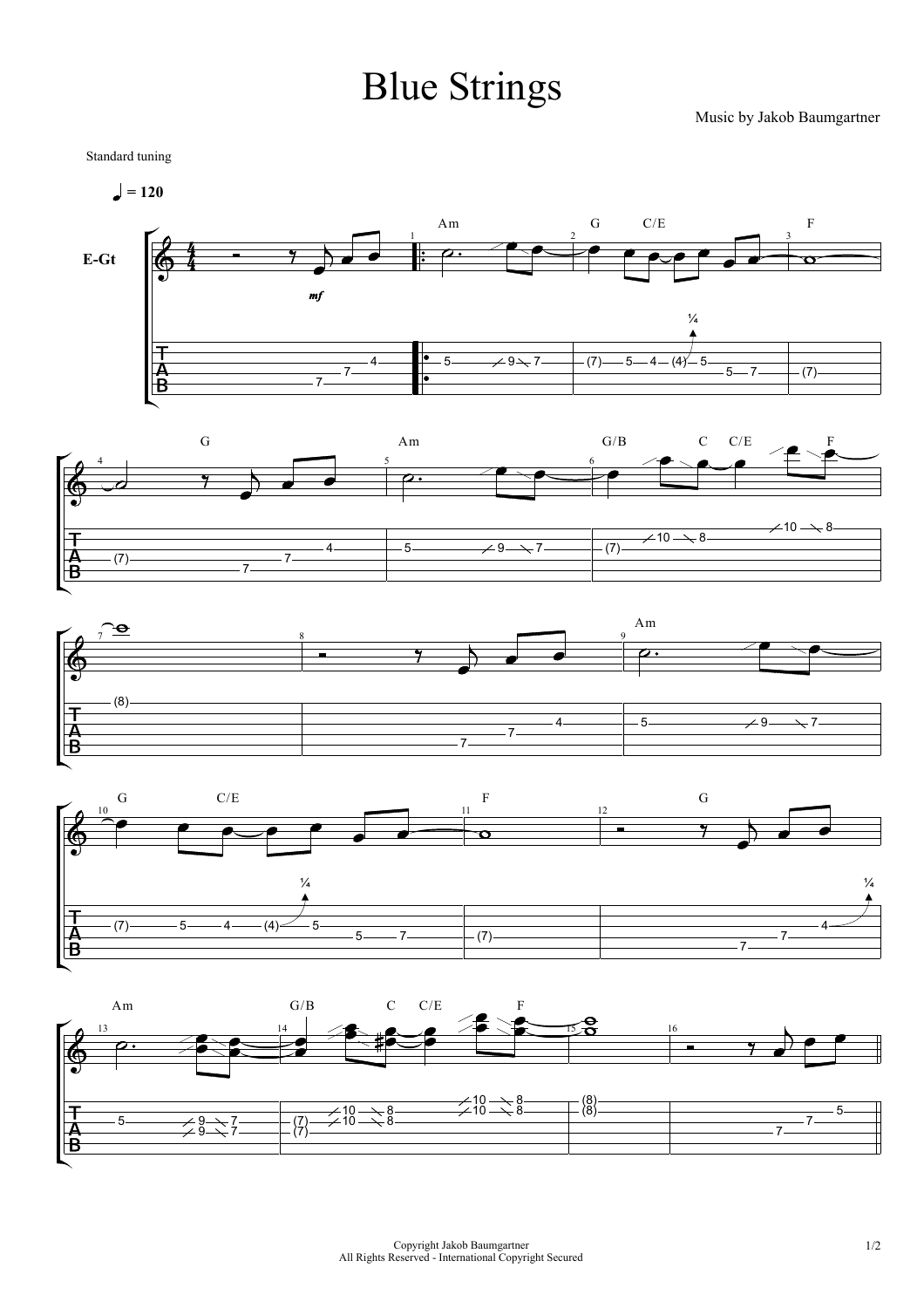# Blue Strings

Music by Jakob Baumgartner

Standard tuning

♩ = 120

E-Gt

Copyright Jakob Baumgartner
All Rights Reserved - International Copyright Secured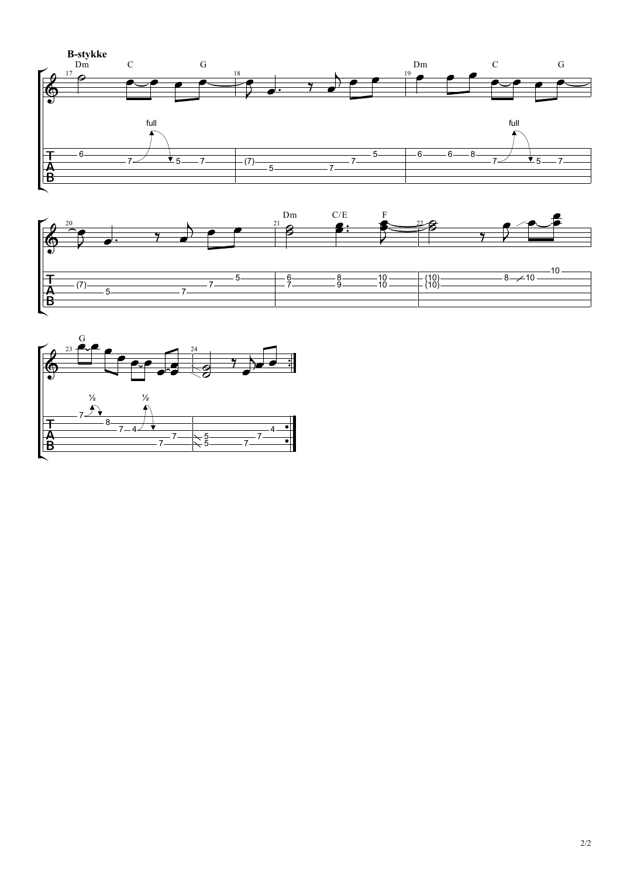**B-stykke**